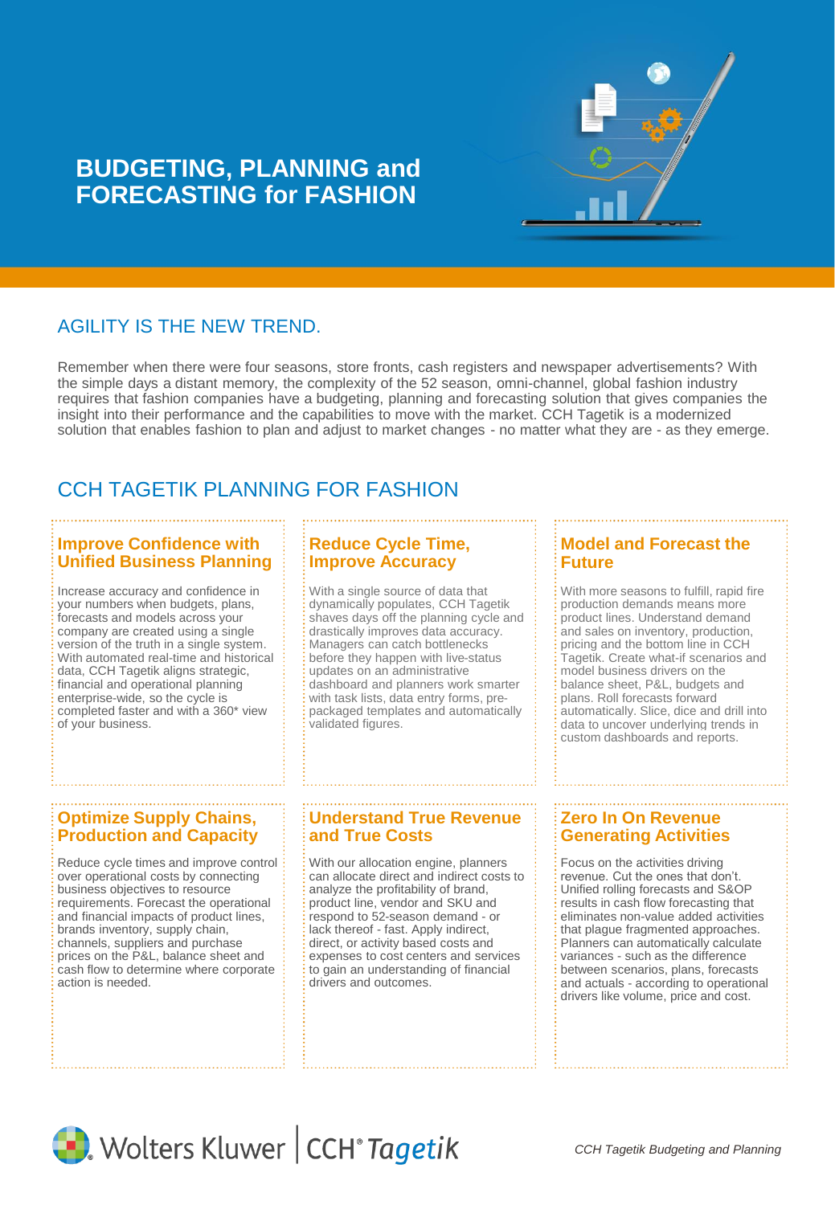# BUDGETING, PLANNING and FORECASTING for FASHION

## AGILITY IS THE NEW TREND.

Remember when there were four seasons, store fronts, cash registers and newspaper advertisements? With the simple days a distant memory, the complexity of the 52 season, omni-channel, global fashion industry requires that fashion companies have a budgeting, planning and forecasting solution that gives companies the insight into their performance and the capabilities to move with the market. CCH Tagetik is a modernized solution that enables fashion to plan and adjust to market changes - no matter what they are - as they emerge.

## CCH TAGETIK PLANNING FOR FASHION

### Improve Confidence with Unified Business Planning

Increase accuracy and confidence in your numbers when budgets, plans, forecasts and models across your company are created using a single version of the truth in a single system. With automated real-time and historical data, CCH Tagetik aligns strategic, financial and operational planning enterprise-wide, so the cycle is completed faster and with a 360* view of your business.

### Reduce Cycle Time, Improve Accuracy

With a single source of data that dynamically populates, CCH Tagetik shaves days off the planning cycle and drastically improves data accuracy. Managers can catch bottlenecks before they happen with live-status updates on an administrative dashboard and planners work smarter with task lists, data entry forms, pre-packaged templates and automatically validated figures.

### Model and Forecast the Future

With more seasons to fulfill, rapid fire production demands means more product lines. Understand demand and sales on inventory, production, pricing and the bottom line in CCH Tagetik. Create what-if scenarios and model business drivers on the balance sheet, P&L, budgets and plans. Roll forecasts forward automatically. Slice, dice and drill into data to uncover underlying trends in custom dashboards and reports.

### Optimize Supply Chains, Production and Capacity

Reduce cycle times and improve control over operational costs by connecting business objectives to resource requirements. Forecast the operational and financial impacts of product lines, brands inventory, supply chain, channels, suppliers and purchase prices on the P&L, balance sheet and cash flow to determine where corporate action is needed.

### Understand True Revenue and True Costs

With our allocation engine, planners can allocate direct and indirect costs to analyze the profitability of brand, product line, vendor and SKU and respond to 52-season demand - or lack thereof - fast. Apply indirect, direct, or activity based costs and expenses to cost centers and services to gain an understanding of financial drivers and outcomes.

### Zero In On Revenue Generating Activities

Focus on the activities driving revenue. Cut the ones that don't. Unified rolling forecasts and S&OP results in cash flow forecasting that eliminates non-value added activities that plague fragmented approaches. Planners can automatically calculate variances - such as the difference between scenarios, plans, forecasts and actuals - according to operational drivers like volume, price and cost.

Wolters Kluwer | CCH® Tagetik

*CCH Tagetik Budgeting and Planning*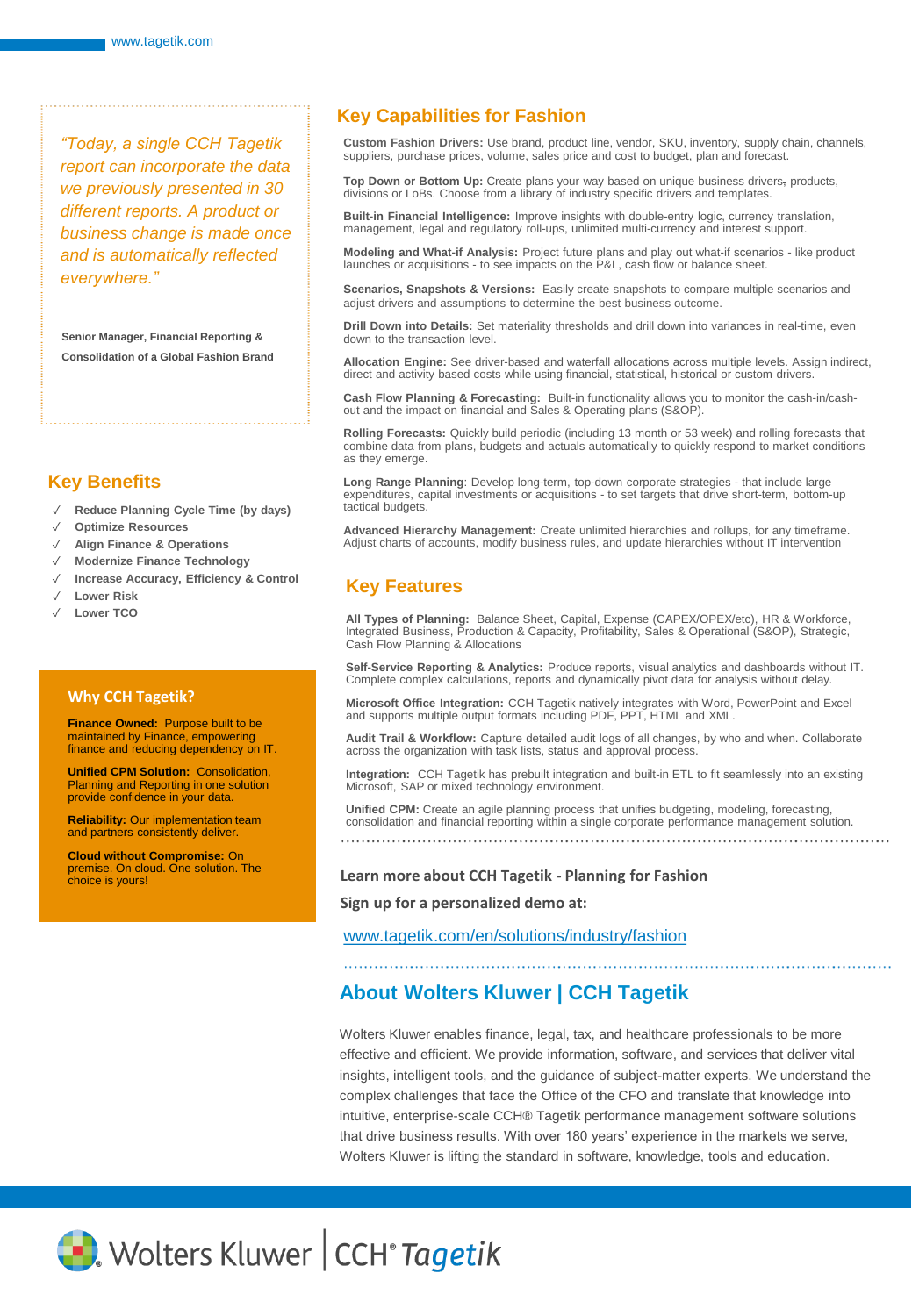*"Today, a single CCH Tagetik report can incorporate the data we previously presented in 30 different reports. A product or business change is made once and is automatically reflected everywhere."*

**Senior Manager, Financial Reporting & Consolidation of a Global Fashion Brand**

## Key Benefits

- ✓ Reduce Planning Cycle Time (by days)
- ✓ Optimize Resources
- ✓ Align Finance & Operations
- ✓ Modernize Finance Technology
- ✓ Increase Accuracy, Efficiency & Control
- ✓ Lower Risk
- ✓ Lower TCO

### Why CCH Tagetik?

**Finance Owned:** Purpose built to be maintained by Finance, empowering finance and reducing dependency on IT.

**Unified CPM Solution:** Consolidation, Planning and Reporting in one solution provide confidence in your data.

**Reliability:** Our implementation team and partners consistently deliver.

**Cloud without Compromise:** On premise. On cloud. One solution. The choice is yours!

## Key Capabilities for Fashion

**Custom Fashion Drivers:** Use brand, product line, vendor, SKU, inventory, supply chain, channels, suppliers, purchase prices, volume, sales price and cost to budget, plan and forecast.

**Top Down or Bottom Up:** Create plans your way based on unique business drivers, products, divisions or LoBs. Choose from a library of industry specific drivers and templates.

**Built-in Financial Intelligence:** Improve insights with double-entry logic, currency translation, management, legal and regulatory roll-ups, unlimited multi-currency and interest support.

**Modeling and What-if Analysis:** Project future plans and play out what-if scenarios - like product launches or acquisitions - to see impacts on the P&L, cash flow or balance sheet.

**Scenarios, Snapshots & Versions:** Easily create snapshots to compare multiple scenarios and adjust drivers and assumptions to determine the best business outcome.

**Drill Down into Details:** Set materiality thresholds and drill down into variances in real-time, even down to the transaction level.

**Allocation Engine:** See driver-based and waterfall allocations across multiple levels. Assign indirect, direct and activity based costs while using financial, statistical, historical or custom drivers.

**Cash Flow Planning & Forecasting:** Built-in functionality allows you to monitor the cash-in/cash-out and the impact on financial and Sales & Operating plans (S&OP).

**Rolling Forecasts:** Quickly build periodic (including 13 month or 53 week) and rolling forecasts that combine data from plans, budgets and actuals automatically to quickly respond to market conditions as they emerge.

**Long Range Planning**: Develop long-term, top-down corporate strategies - that include large expenditures, capital investments or acquisitions - to set targets that drive short-term, bottom-up tactical budgets.

**Advanced Hierarchy Management:** Create unlimited hierarchies and rollups, for any timeframe. Adjust charts of accounts, modify business rules, and update hierarchies without IT intervention

## Key Features

**All Types of Planning:** Balance Sheet, Capital, Expense (CAPEX/OPEX/etc), HR & Workforce, Integrated Business, Production & Capacity, Profitability, Sales & Operational (S&OP), Strategic, Cash Flow Planning & Allocations

**Self-Service Reporting & Analytics:** Produce reports, visual analytics and dashboards without IT. Complete complex calculations, reports and dynamically pivot data for analysis without delay.

**Microsoft Office Integration:** CCH Tagetik natively integrates with Word, PowerPoint and Excel and supports multiple output formats including PDF, PPT, HTML and XML.

**Audit Trail & Workflow:** Capture detailed audit logs of all changes, by who and when. Collaborate across the organization with task lists, status and approval process.

**Integration:** CCH Tagetik has prebuilt integration and built-in ETL to fit seamlessly into an existing Microsoft, SAP or mixed technology environment.

**Unified CPM:** Create an agile planning process that unifies budgeting, modeling, forecasting, consolidation and financial reporting within a single corporate performance management solution.

**Learn more about CCH Tagetik - Planning for Fashion**

**Sign up for a personalized demo at:**

www.tagetik.com/en/solutions/industry/fashion

## About Wolters Kluwer | CCH Tagetik

Wolters Kluwer enables finance, legal, tax, and healthcare professionals to be more effective and efficient. We provide information, software, and services that deliver vital insights, intelligent tools, and the guidance of subject-matter experts. We understand the complex challenges that face the Office of the CFO and translate that knowledge into intuitive, enterprise-scale CCH® Tagetik performance management software solutions that drive business results. With over 180 years' experience in the markets we serve, Wolters Kluwer is lifting the standard in software, knowledge, tools and education.